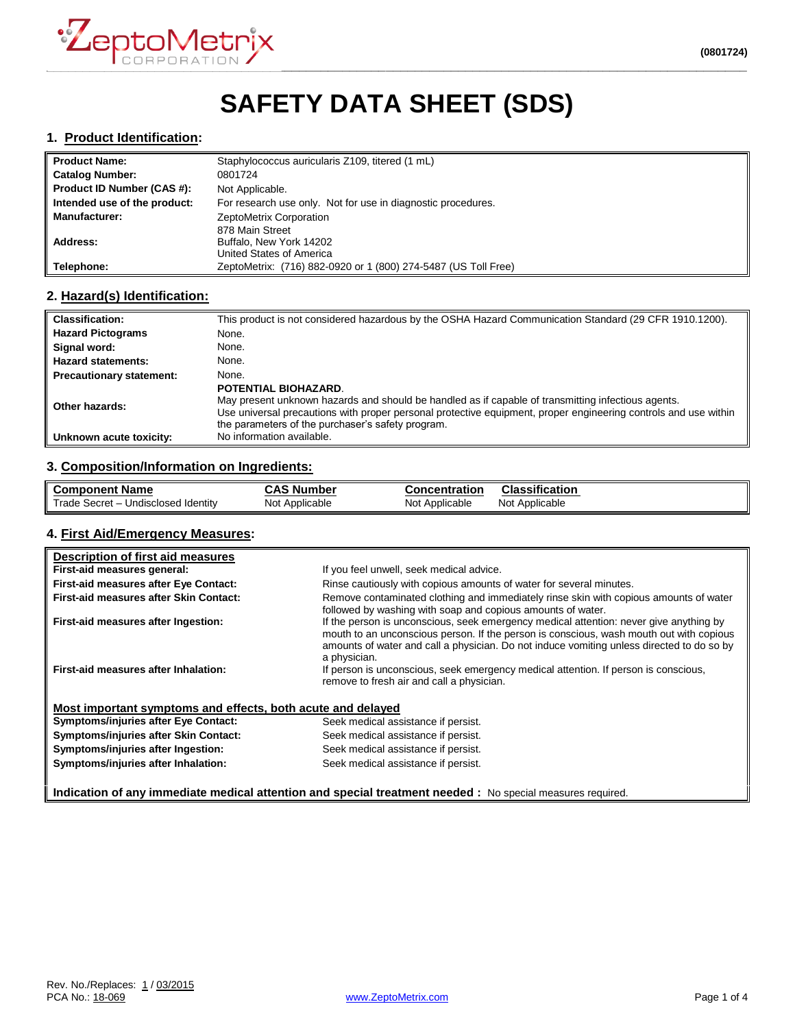# SAFETY DATA SHEET (SDS)

## 1. Product Identification:

| | |
|---|---|
| **Product Name:** | Staphylococcus auricularis Z109, titered (1 mL) |
| **Catalog Number:** | 0801724 |
| **Product ID Number (CAS #):** | Not Applicable. |
| **Intended use of the product:** | For research use only. Not for use in diagnostic procedures. |
| **Manufacturer:** | ZeptoMetrix Corporation |
| **Address:** | 878 Main Street<br>Buffalo, New York 14202<br>United States of America |
| **Telephone:** | ZeptoMetrix: (716) 882-0920 or 1 (800) 274-5487 (US Toll Free) |

## 2. Hazard(s) Identification:

| | |
|---|---|
| **Classification:** | This product is not considered hazardous by the OSHA Hazard Communication Standard (29 CFR 1910.1200). |
| **Hazard Pictograms** | None. |
| **Signal word:** | None. |
| **Hazard statements:** | None. |
| **Precautionary statement:** | None. |
| **Other hazards:** | **POTENTIAL BIOHAZARD**.<br>May present unknown hazards and should be handled as if capable of transmitting infectious agents.<br>Use universal precautions with proper personal protective equipment, proper engineering controls and use within the parameters of the purchaser's safety program. |
| **Unknown acute toxicity:** | No information available. |

## 3. Composition/Information on Ingredients:

| Component Name | CAS Number | Concentration | Classification |
|---|---|---|---|
| Trade Secret – Undisclosed Identity | Not Applicable | Not Applicable | Not Applicable |

## 4. First Aid/Emergency Measures:

**Description of first aid measures**

| | |
|---|---|
| **First-aid measures general:** | If you feel unwell, seek medical advice. |
| **First-aid measures after Eye Contact:** | Rinse cautiously with copious amounts of water for several minutes. |
| **First-aid measures after Skin Contact:** | Remove contaminated clothing and immediately rinse skin with copious amounts of water followed by washing with soap and copious amounts of water. |
| **First-aid measures after Ingestion:** | If the person is unconscious, seek emergency medical attention: never give anything by mouth to an unconscious person. If the person is conscious, wash mouth out with copious amounts of water and call a physician. Do not induce vomiting unless directed to do so by a physician. |
| **First-aid measures after Inhalation:** | If person is unconscious, seek emergency medical attention. If person is conscious, remove to fresh air and call a physician. |

**Most important symptoms and effects, both acute and delayed**

| | |
|---|---|
| **Symptoms/injuries after Eye Contact:** | Seek medical assistance if persist. |
| **Symptoms/injuries after Skin Contact:** | Seek medical assistance if persist. |
| **Symptoms/injuries after Ingestion:** | Seek medical assistance if persist. |
| **Symptoms/injuries after Inhalation:** | Seek medical assistance if persist. |

**Indication of any immediate medical attention and special treatment needed :** No special measures required.

Rev. No./Replaces: 1 / 03/2015
PCA No.: 18-069

www.ZeptoMetrix.com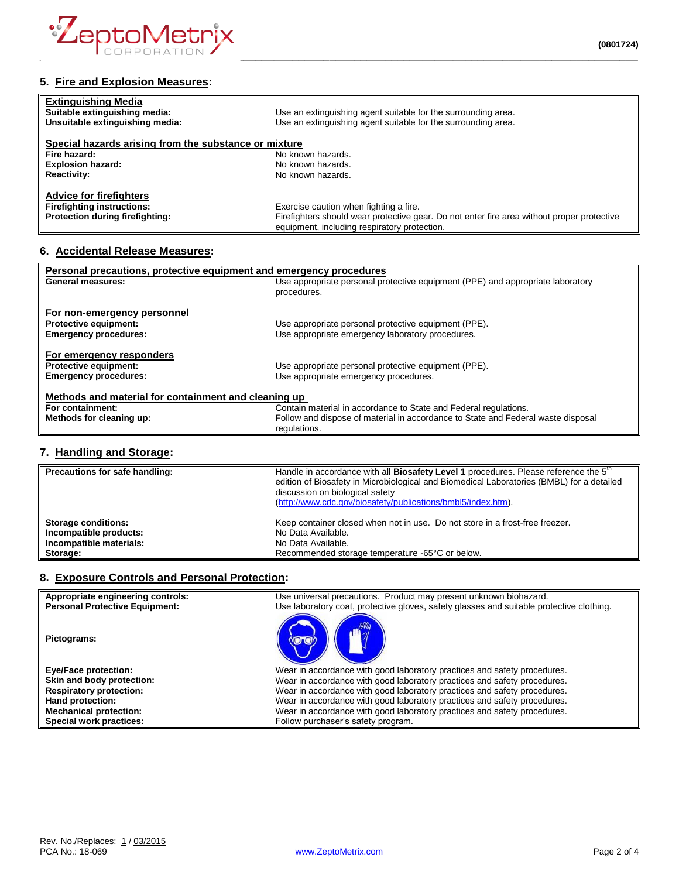## 5. Fire and Explosion Measures:

| **Extinguishing Media** | |
|---|---|
| **Suitable extinguishing media:** | Use an extinguishing agent suitable for the surrounding area. |
| **Unsuitable extinguishing media:** | Use an extinguishing agent suitable for the surrounding area. |
| **Special hazards arising from the substance or mixture** | |
| **Fire hazard:** | No known hazards. |
| **Explosion hazard:** | No known hazards. |
| **Reactivity:** | No known hazards. |
| **Advice for firefighters** | |
| **Firefighting instructions:** | Exercise caution when fighting a fire. |
| **Protection during firefighting:** | Firefighters should wear protective gear. Do not enter fire area without proper protective equipment, including respiratory protection. |

## 6. Accidental Release Measures:

| **Personal precautions, protective equipment and emergency procedures** | |
|---|---|
| **General measures:** | Use appropriate personal protective equipment (PPE) and appropriate laboratory procedures. |
| **For non-emergency personnel** | |
| **Protective equipment:** | Use appropriate personal protective equipment (PPE). |
| **Emergency procedures:** | Use appropriate emergency laboratory procedures. |
| **For emergency responders** | |
| **Protective equipment:** | Use appropriate personal protective equipment (PPE). |
| **Emergency procedures:** | Use appropriate emergency procedures. |
| **Methods and material for containment and cleaning up** | |
| **For containment:** | Contain material in accordance to State and Federal regulations. |
| **Methods for cleaning up:** | Follow and dispose of material in accordance to State and Federal waste disposal regulations. |

## 7. Handling and Storage:

| | |
|---|---|
| **Precautions for safe handling:** | Handle in accordance with all **Biosafety Level 1** procedures. Please reference the 5th edition of Biosafety in Microbiological and Biomedical Laboratories (BMBL) for a detailed discussion on biological safety (http://www.cdc.gov/biosafety/publications/bmbl5/index.htm). |
| **Storage conditions:** | Keep container closed when not in use. Do not store in a frost-free freezer. |
| **Incompatible products:** | No Data Available. |
| **Incompatible materials:** | No Data Available. |
| **Storage:** | Recommended storage temperature -65°C or below. |

## 8. Exposure Controls and Personal Protection:

| | |
|---|---|
| **Appropriate engineering controls:** | Use universal precautions. Product may present unknown biohazard. |
| **Personal Protective Equipment:** | Use laboratory coat, protective gloves, safety glasses and suitable protective clothing. |
| **Pictograms:** | |
| **Eye/Face protection:** | Wear in accordance with good laboratory practices and safety procedures. |
| **Skin and body protection:** | Wear in accordance with good laboratory practices and safety procedures. |
| **Respiratory protection:** | Wear in accordance with good laboratory practices and safety procedures. |
| **Hand protection:** | Wear in accordance with good laboratory practices and safety procedures. |
| **Mechanical protection:** | Wear in accordance with good laboratory practices and safety procedures. |
| **Special work practices:** | Follow purchaser's safety program. |

Rev. No./Replaces: 1 / 03/2015
PCA No.: 18-069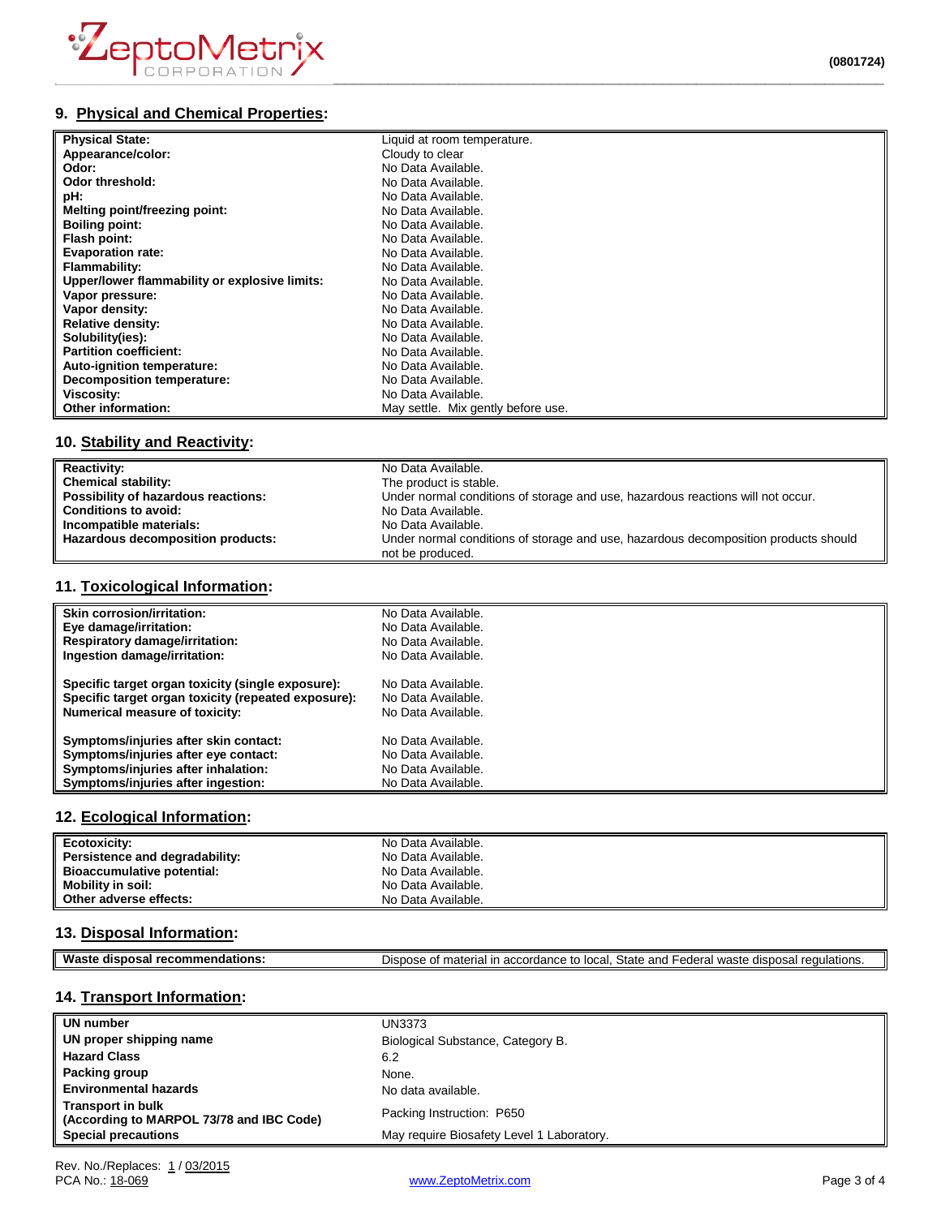## 9. Physical and Chemical Properties:

| | |
|---|---|
| **Physical State:** | Liquid at room temperature. |
| **Appearance/color:** | Cloudy to clear |
| **Odor:** | No Data Available. |
| **Odor threshold:** | No Data Available. |
| **pH:** | No Data Available. |
| **Melting point/freezing point:** | No Data Available. |
| **Boiling point:** | No Data Available. |
| **Flash point:** | No Data Available. |
| **Evaporation rate:** | No Data Available. |
| **Flammability:** | No Data Available. |
| **Upper/lower flammability or explosive limits:** | No Data Available. |
| **Vapor pressure:** | No Data Available. |
| **Vapor density:** | No Data Available. |
| **Relative density:** | No Data Available. |
| **Solubility(ies):** | No Data Available. |
| **Partition coefficient:** | No Data Available. |
| **Auto-ignition temperature:** | No Data Available. |
| **Decomposition temperature:** | No Data Available. |
| **Viscosity:** | No Data Available. |
| **Other information:** | May settle. Mix gently before use. |

## 10. Stability and Reactivity:

| | |
|---|---|
| **Reactivity:** | No Data Available. |
| **Chemical stability:** | The product is stable. |
| **Possibility of hazardous reactions:** | Under normal conditions of storage and use, hazardous reactions will not occur. |
| **Conditions to avoid:** | No Data Available. |
| **Incompatible materials:** | No Data Available. |
| **Hazardous decomposition products:** | Under normal conditions of storage and use, hazardous decomposition products should not be produced. |

## 11. Toxicological Information:

| | |
|---|---|
| **Skin corrosion/irritation:** | No Data Available. |
| **Eye damage/irritation:** | No Data Available. |
| **Respiratory damage/irritation:** | No Data Available. |
| **Ingestion damage/irritation:** | No Data Available. |
| **Specific target organ toxicity (single exposure):** | No Data Available. |
| **Specific target organ toxicity (repeated exposure):** | No Data Available. |
| **Numerical measure of toxicity:** | No Data Available. |
| **Symptoms/injuries after skin contact:** | No Data Available. |
| **Symptoms/injuries after eye contact:** | No Data Available. |
| **Symptoms/injuries after inhalation:** | No Data Available. |
| **Symptoms/injuries after ingestion:** | No Data Available. |

## 12. Ecological Information:

| | |
|---|---|
| **Ecotoxicity:** | No Data Available. |
| **Persistence and degradability:** | No Data Available. |
| **Bioaccumulative potential:** | No Data Available. |
| **Mobility in soil:** | No Data Available. |
| **Other adverse effects:** | No Data Available. |

## 13. Disposal Information:

| | |
|---|---|
| **Waste disposal recommendations:** | Dispose of material in accordance to local, State and Federal waste disposal regulations. |

## 14. Transport Information:

| | |
|---|---|
| **UN number** | UN3373 |
| **UN proper shipping name** | Biological Substance, Category B. |
| **Hazard Class** | 6.2 |
| **Packing group** | None. |
| **Environmental hazards** | No data available. |
| **Transport in bulk (According to MARPOL 73/78 and IBC Code)** | Packing Instruction: P650 |
| **Special precautions** | May require Biosafety Level 1 Laboratory. |

Rev. No./Replaces: 1 / 03/2015
PCA No.: 18-069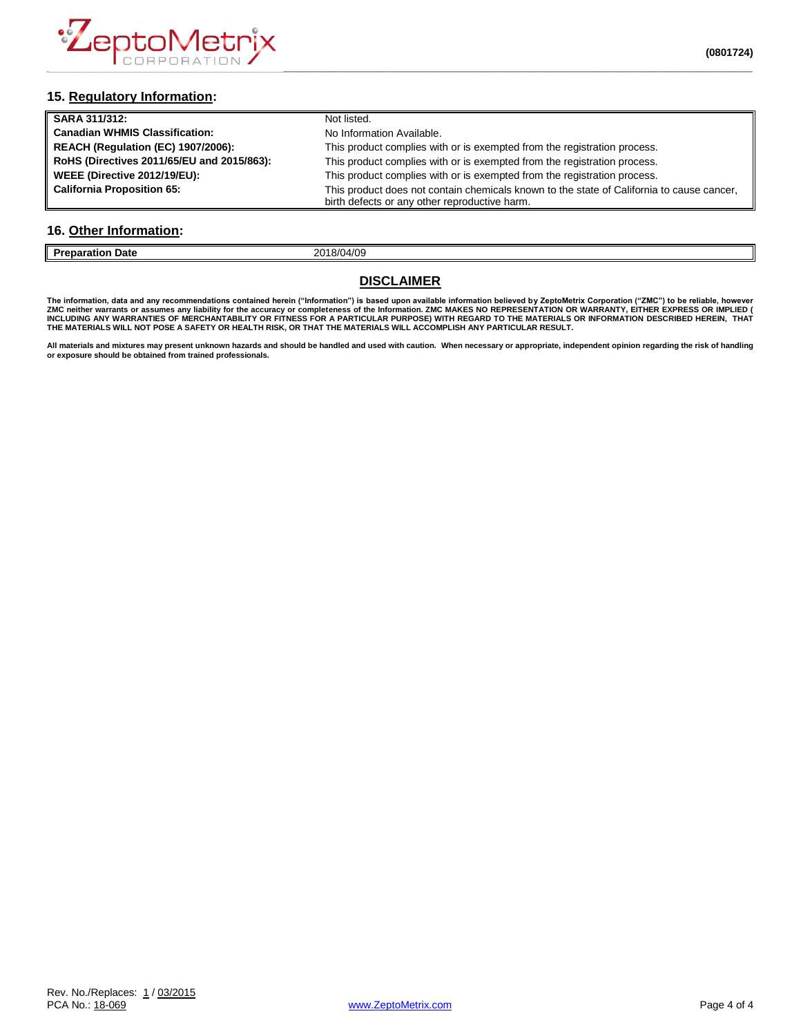## 15. Regulatory Information:

| | |
|---|---|
| **SARA 311/312:** | Not listed. |
| **Canadian WHMIS Classification:** | No Information Available. |
| **REACH (Regulation (EC) 1907/2006):** | This product complies with or is exempted from the registration process. |
| **RoHS (Directives 2011/65/EU and 2015/863):** | This product complies with or is exempted from the registration process. |
| **WEEE (Directive 2012/19/EU):** | This product complies with or is exempted from the registration process. |
| **California Proposition 65:** | This product does not contain chemicals known to the state of California to cause cancer, birth defects or any other reproductive harm. |

## 16. Other Information:

| | |
|---|---|
| **Preparation Date** | 2018/04/09 |

## DISCLAIMER

**The information, data and any recommendations contained herein ("Information") is based upon available information believed by ZeptoMetrix Corporation ("ZMC") to be reliable, however ZMC neither warrants or assumes any liability for the accuracy or completeness of the Information. ZMC MAKES NO REPRESENTATION OR WARRANTY, EITHER EXPRESS OR IMPLIED ( INCLUDING ANY WARRANTIES OF MERCHANTABILITY OR FITNESS FOR A PARTICULAR PURPOSE) WITH REGARD TO THE MATERIALS OR INFORMATION DESCRIBED HEREIN, THAT THE MATERIALS WILL NOT POSE A SAFETY OR HEALTH RISK, OR THAT THE MATERIALS WILL ACCOMPLISH ANY PARTICULAR RESULT.**

**All materials and mixtures may present unknown hazards and should be handled and used with caution. When necessary or appropriate, independent opinion regarding the risk of handling or exposure should be obtained from trained professionals.**

Rev. No./Replaces: 1 / 03/2015
PCA No.: 18-069